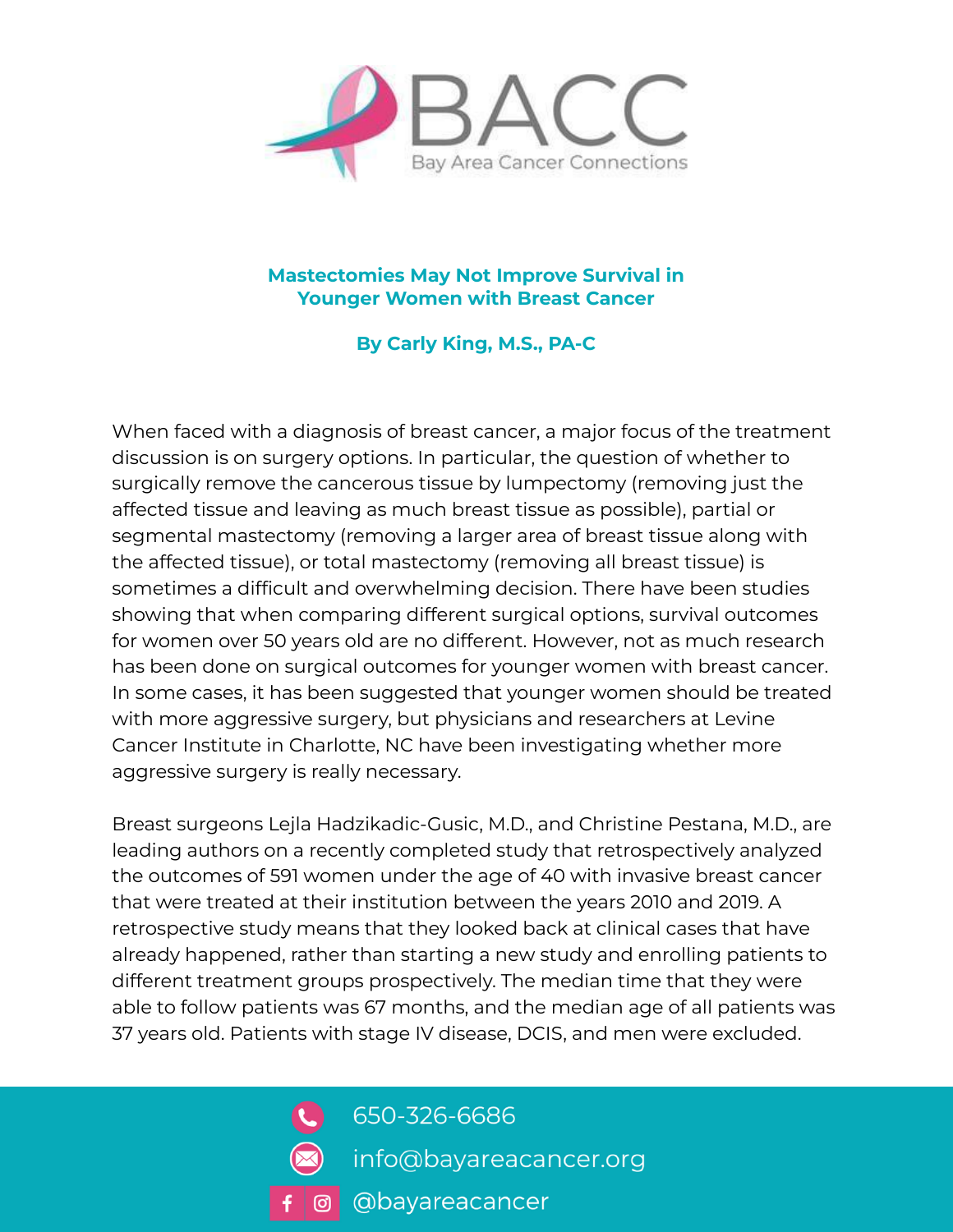BACC

Bay Area Cancer Connections

# Mastectomies May Not Improve Survival in Younger Women with Breast Cancer

**By Carly King, M.S., PA-C**

When faced with a diagnosis of breast cancer, a major focus of the treatment discussion is on surgery options. In particular, the question of whether to surgically remove the cancerous tissue by lumpectomy (removing just the affected tissue and leaving as much breast tissue as possible), partial or segmental mastectomy (removing a larger area of breast tissue along with the affected tissue), or total mastectomy (removing all breast tissue) is sometimes a difficult and overwhelming decision. There have been studies showing that when comparing different surgical options, survival outcomes for women over 50 years old are no different. However, not as much research has been done on surgical outcomes for younger women with breast cancer. In some cases, it has been suggested that younger women should be treated with more aggressive surgery, but physicians and researchers at Levine Cancer Institute in Charlotte, NC have been investigating whether more aggressive surgery is really necessary.

Breast surgeons Lejla Hadzikadic-Gusic, M.D., and Christine Pestana, M.D., are leading authors on a recently completed study that retrospectively analyzed the outcomes of 591 women under the age of 40 with invasive breast cancer that were treated at their institution between the years 2010 and 2019. A retrospective study means that they looked back at clinical cases that have already happened, rather than starting a new study and enrolling patients to different treatment groups prospectively. The median time that they were able to follow patients was 67 months, and the median age of all patients was 37 years old. Patients with stage IV disease, DCIS, and men were excluded.

650-326-6686

info@bayareacancer.org

@bayareacancer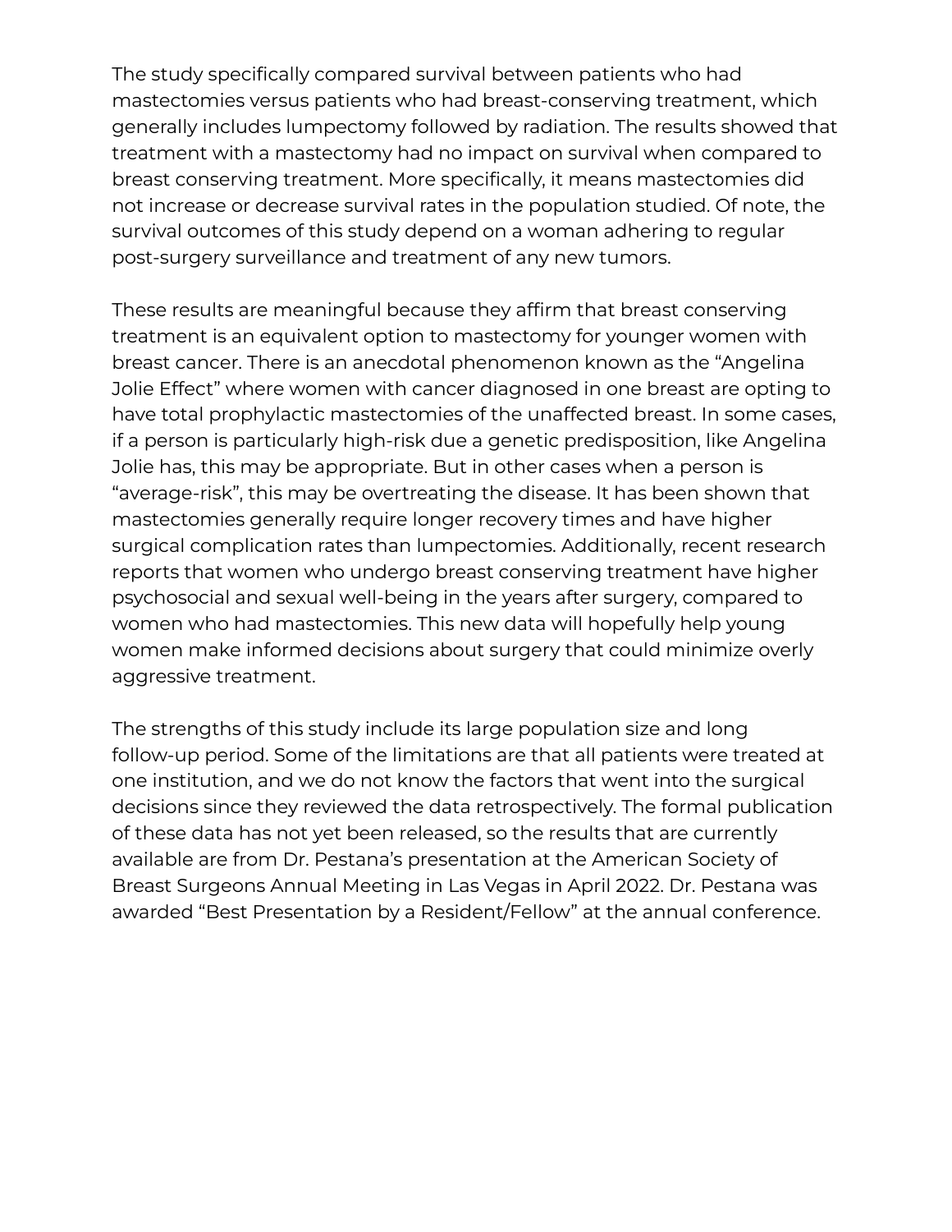The study specifically compared survival between patients who had mastectomies versus patients who had breast-conserving treatment, which generally includes lumpectomy followed by radiation. The results showed that treatment with a mastectomy had no impact on survival when compared to breast conserving treatment. More specifically, it means mastectomies did not increase or decrease survival rates in the population studied. Of note, the survival outcomes of this study depend on a woman adhering to regular post-surgery surveillance and treatment of any new tumors.

These results are meaningful because they affirm that breast conserving treatment is an equivalent option to mastectomy for younger women with breast cancer. There is an anecdotal phenomenon known as the “Angelina Jolie Effect” where women with cancer diagnosed in one breast are opting to have total prophylactic mastectomies of the unaffected breast. In some cases, if a person is particularly high-risk due a genetic predisposition, like Angelina Jolie has, this may be appropriate. But in other cases when a person is “average-risk”, this may be overtreating the disease. It has been shown that mastectomies generally require longer recovery times and have higher surgical complication rates than lumpectomies. Additionally, recent research reports that women who undergo breast conserving treatment have higher psychosocial and sexual well-being in the years after surgery, compared to women who had mastectomies. This new data will hopefully help young women make informed decisions about surgery that could minimize overly aggressive treatment.

The strengths of this study include its large population size and long follow-up period. Some of the limitations are that all patients were treated at one institution, and we do not know the factors that went into the surgical decisions since they reviewed the data retrospectively. The formal publication of these data has not yet been released, so the results that are currently available are from Dr. Pestana’s presentation at the American Society of Breast Surgeons Annual Meeting in Las Vegas in April 2022. Dr. Pestana was awarded “Best Presentation by a Resident/Fellow” at the annual conference.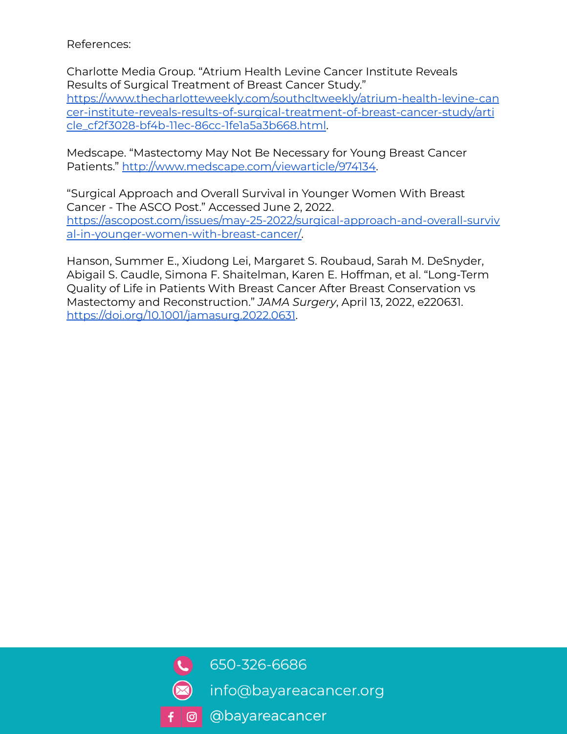References:

Charlotte Media Group. "Atrium Health Levine Cancer Institute Reveals Results of Surgical Treatment of Breast Cancer Study." https://www.thecharlotteweekly.com/southcltweekly/atrium-health-levine-cancer-institute-reveals-results-of-surgical-treatment-of-breast-cancer-study/article_cf2f3028-bf4b-11ec-86cc-1fe1a5a3b668.html.

Medscape. "Mastectomy May Not Be Necessary for Young Breast Cancer Patients." http://www.medscape.com/viewarticle/974134.

"Surgical Approach and Overall Survival in Younger Women With Breast Cancer - The ASCO Post." Accessed June 2, 2022. https://ascopost.com/issues/may-25-2022/surgical-approach-and-overall-survival-in-younger-women-with-breast-cancer/.

Hanson, Summer E., Xiudong Lei, Margaret S. Roubaud, Sarah M. DeSnyder, Abigail S. Caudle, Simona F. Shaitelman, Karen E. Hoffman, et al. "Long-Term Quality of Life in Patients With Breast Cancer After Breast Conservation vs Mastectomy and Reconstruction." *JAMA Surgery*, April 13, 2022, e220631. https://doi.org/10.1001/jamasurg.2022.0631.

650-326-6686

info@bayareacancer.org

@bayareacancer